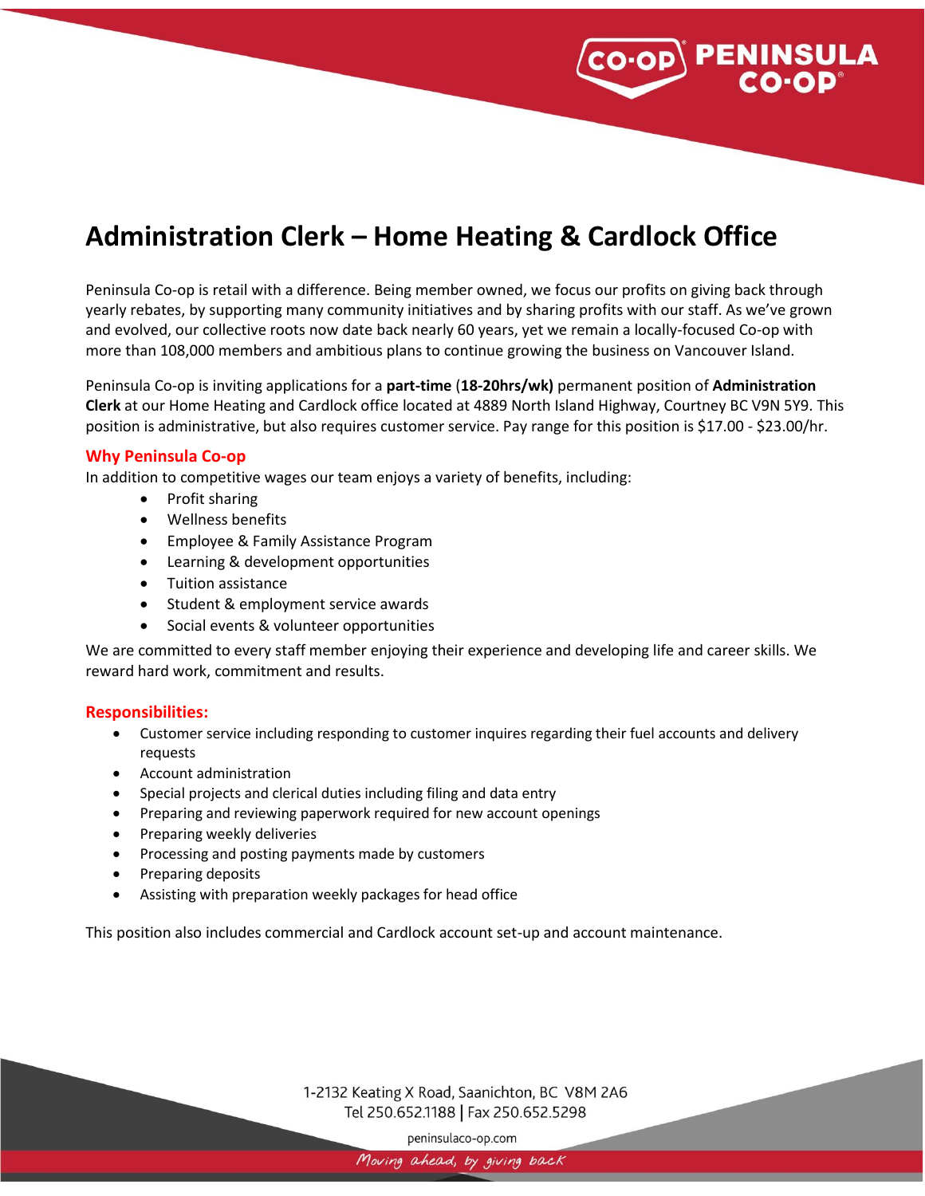# Administration Clerk – Home Heating & Cardlock Office

Peninsula Co-op is retail with a difference. Being member owned, we focus our profits on giving back through yearly rebates, by supporting many community initiatives and by sharing profits with our staff. As we've grown and evolved, our collective roots now date back nearly 60 years, yet we remain a locally-focused Co-op with more than 108,000 members and ambitious plans to continue growing the business on Vancouver Island.

Peninsula Co-op is inviting applications for a **part-time** (**18-20hrs/wk)** permanent position of **Administration Clerk** at our Home Heating and Cardlock office located at 4889 North Island Highway, Courtney BC V9N 5Y9. This position is administrative, but also requires customer service. Pay range for this position is $17.00 - $23.00/hr.

## Why Peninsula Co-op

In addition to competitive wages our team enjoys a variety of benefits, including:

- Profit sharing
- Wellness benefits
- Employee & Family Assistance Program
- Learning & development opportunities
- Tuition assistance
- Student & employment service awards
- Social events & volunteer opportunities

We are committed to every staff member enjoying their experience and developing life and career skills. We reward hard work, commitment and results.

## Responsibilities:

- Customer service including responding to customer inquires regarding their fuel accounts and delivery requests
- Account administration
- Special projects and clerical duties including filing and data entry
- Preparing and reviewing paperwork required for new account openings
- Preparing weekly deliveries
- Processing and posting payments made by customers
- Preparing deposits
- Assisting with preparation weekly packages for head office

This position also includes commercial and Cardlock account set-up and account maintenance.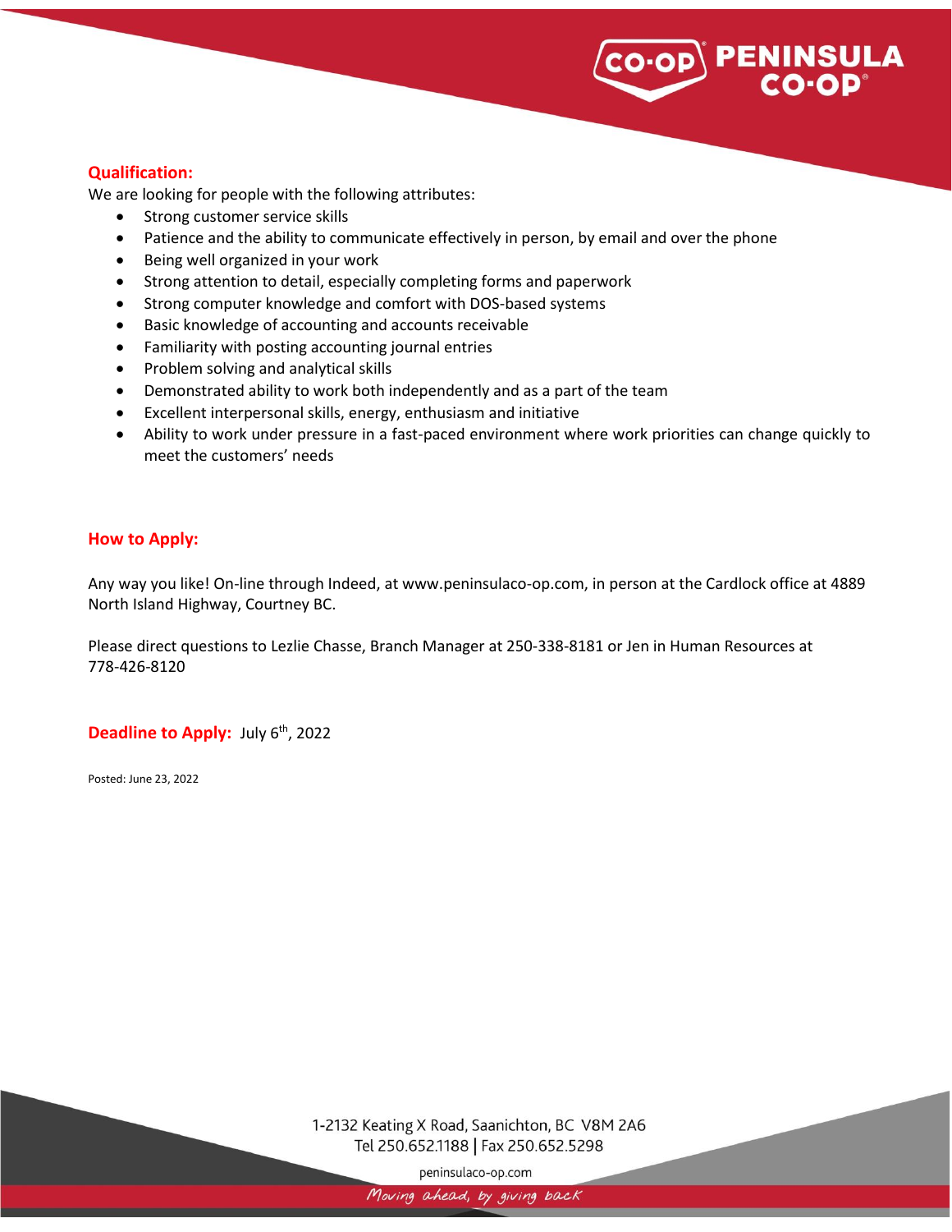## Qualification:

We are looking for people with the following attributes:

- Strong customer service skills
- Patience and the ability to communicate effectively in person, by email and over the phone
- Being well organized in your work
- Strong attention to detail, especially completing forms and paperwork
- Strong computer knowledge and comfort with DOS-based systems
- Basic knowledge of accounting and accounts receivable
- Familiarity with posting accounting journal entries
- Problem solving and analytical skills
- Demonstrated ability to work both independently and as a part of the team
- Excellent interpersonal skills, energy, enthusiasm and initiative
- Ability to work under pressure in a fast-paced environment where work priorities can change quickly to meet the customers' needs

## How to Apply:

Any way you like! On-line through Indeed, at www.peninsulaco-op.com, in person at the Cardlock office at 4889 North Island Highway, Courtney BC.

Please direct questions to Lezlie Chasse, Branch Manager at 250-338-8181 or Jen in Human Resources at 778-426-8120

**Deadline to Apply:** July 6th, 2022

Posted: June 23, 2022